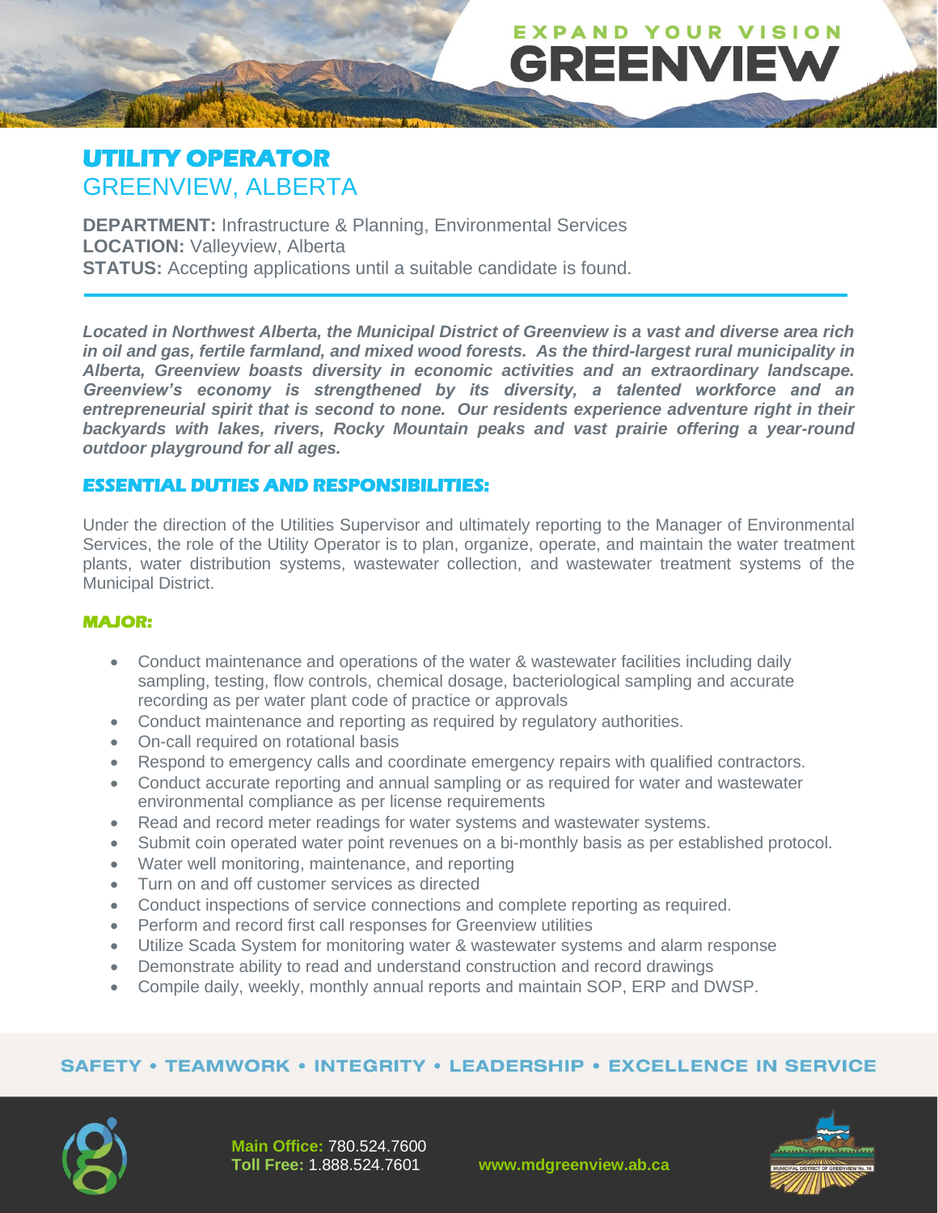EXPAND YOUR VISION

GREENVIEW

# UTILITY OPERATOR

## GREENVIEW, ALBERTA

**DEPARTMENT:** Infrastructure & Planning, Environmental Services
**LOCATION:** Valleyview, Alberta
**STATUS:** Accepting applications until a suitable candidate is found.

***Located in Northwest Alberta, the Municipal District of Greenview is a vast and diverse area rich in oil and gas, fertile farmland, and mixed wood forests. As the third-largest rural municipality in Alberta, Greenview boasts diversity in economic activities and an extraordinary landscape. Greenview's economy is strengthened by its diversity, a talented workforce and an entrepreneurial spirit that is second to none. Our residents experience adventure right in their backyards with lakes, rivers, Rocky Mountain peaks and vast prairie offering a year-round outdoor playground for all ages.***

### ESSENTIAL DUTIES AND RESPONSIBILITIES:

Under the direction of the Utilities Supervisor and ultimately reporting to the Manager of Environmental Services, the role of the Utility Operator is to plan, organize, operate, and maintain the water treatment plants, water distribution systems, wastewater collection, and wastewater treatment systems of the Municipal District.

#### MAJOR:

- Conduct maintenance and operations of the water & wastewater facilities including daily sampling, testing, flow controls, chemical dosage, bacteriological sampling and accurate recording as per water plant code of practice or approvals
- Conduct maintenance and reporting as required by regulatory authorities.
- On-call required on rotational basis
- Respond to emergency calls and coordinate emergency repairs with qualified contractors.
- Conduct accurate reporting and annual sampling or as required for water and wastewater environmental compliance as per license requirements
- Read and record meter readings for water systems and wastewater systems.
- Submit coin operated water point revenues on a bi-monthly basis as per established protocol.
- Water well monitoring, maintenance, and reporting
- Turn on and off customer services as directed
- Conduct inspections of service connections and complete reporting as required.
- Perform and record first call responses for Greenview utilities
- Utilize Scada System for monitoring water & wastewater systems and alarm response
- Demonstrate ability to read and understand construction and record drawings
- Compile daily, weekly, monthly annual reports and maintain SOP, ERP and DWSP.

SAFETY • TEAMWORK • INTEGRITY • LEADERSHIP • EXCELLENCE IN SERVICE

**Main Office:** 780.524.7600
**Toll Free:** 1.888.524.7601

**www.mdgreenview.ab.ca**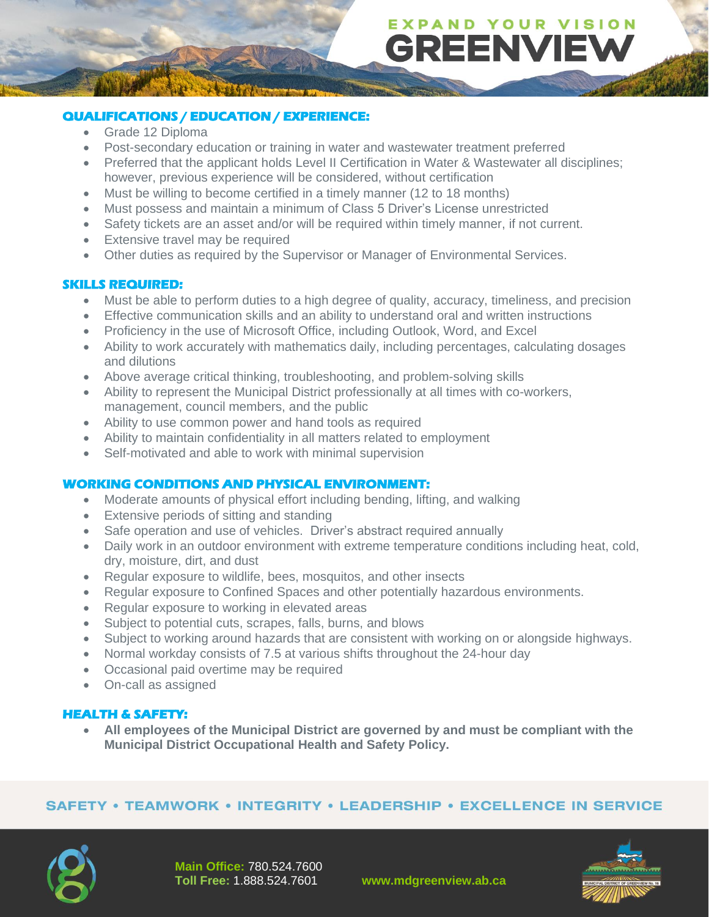## QUALIFICATIONS / EDUCATION / EXPERIENCE:

- Grade 12 Diploma
- Post-secondary education or training in water and wastewater treatment preferred
- Preferred that the applicant holds Level II Certification in Water & Wastewater all disciplines; however, previous experience will be considered, without certification
- Must be willing to become certified in a timely manner (12 to 18 months)
- Must possess and maintain a minimum of Class 5 Driver's License unrestricted
- Safety tickets are an asset and/or will be required within timely manner, if not current.
- Extensive travel may be required
- Other duties as required by the Supervisor or Manager of Environmental Services.

## SKILLS REQUIRED:

- Must be able to perform duties to a high degree of quality, accuracy, timeliness, and precision
- Effective communication skills and an ability to understand oral and written instructions
- Proficiency in the use of Microsoft Office, including Outlook, Word, and Excel
- Ability to work accurately with mathematics daily, including percentages, calculating dosages and dilutions
- Above average critical thinking, troubleshooting, and problem-solving skills
- Ability to represent the Municipal District professionally at all times with co-workers, management, council members, and the public
- Ability to use common power and hand tools as required
- Ability to maintain confidentiality in all matters related to employment
- Self-motivated and able to work with minimal supervision

## WORKING CONDITIONS AND PHYSICAL ENVIRONMENT:

- Moderate amounts of physical effort including bending, lifting, and walking
- Extensive periods of sitting and standing
- Safe operation and use of vehicles. Driver's abstract required annually
- Daily work in an outdoor environment with extreme temperature conditions including heat, cold, dry, moisture, dirt, and dust
- Regular exposure to wildlife, bees, mosquitos, and other insects
- Regular exposure to Confined Spaces and other potentially hazardous environments.
- Regular exposure to working in elevated areas
- Subject to potential cuts, scrapes, falls, burns, and blows
- Subject to working around hazards that are consistent with working on or alongside highways.
- Normal workday consists of 7.5 at various shifts throughout the 24-hour day
- Occasional paid overtime may be required
- On-call as assigned

## HEALTH & SAFETY:

- **All employees of the Municipal District are governed by and must be compliant with the Municipal District Occupational Health and Safety Policy.**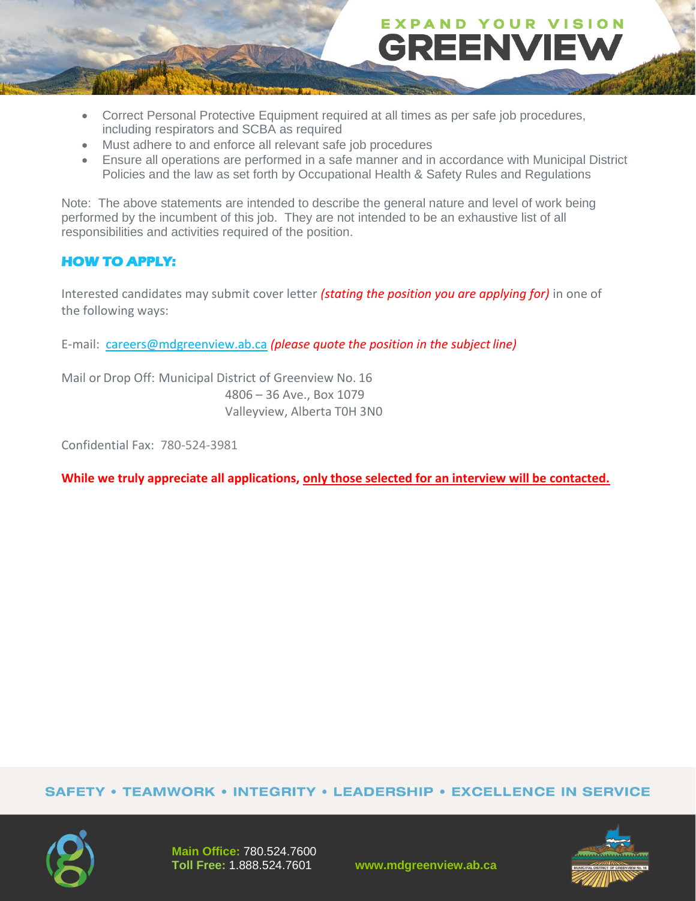- Correct Personal Protective Equipment required at all times as per safe job procedures, including respirators and SCBA as required
- Must adhere to and enforce all relevant safe job procedures
- Ensure all operations are performed in a safe manner and in accordance with Municipal District Policies and the law as set forth by Occupational Health & Safety Rules and Regulations

Note: The above statements are intended to describe the general nature and level of work being performed by the incumbent of this job. They are not intended to be an exhaustive list of all responsibilities and activities required of the position.

## HOW TO APPLY:

Interested candidates may submit cover letter *(stating the position you are applying for)* in one of the following ways:

E-mail: careers@mdgreenview.ab.ca *(please quote the position in the subject line)*

Mail or Drop Off: Municipal District of Greenview No. 16
4806 – 36 Ave., Box 1079
Valleyview, Alberta T0H 3N0

Confidential Fax: 780-524-3981

**While we truly appreciate all applications, only those selected for an interview will be contacted.**